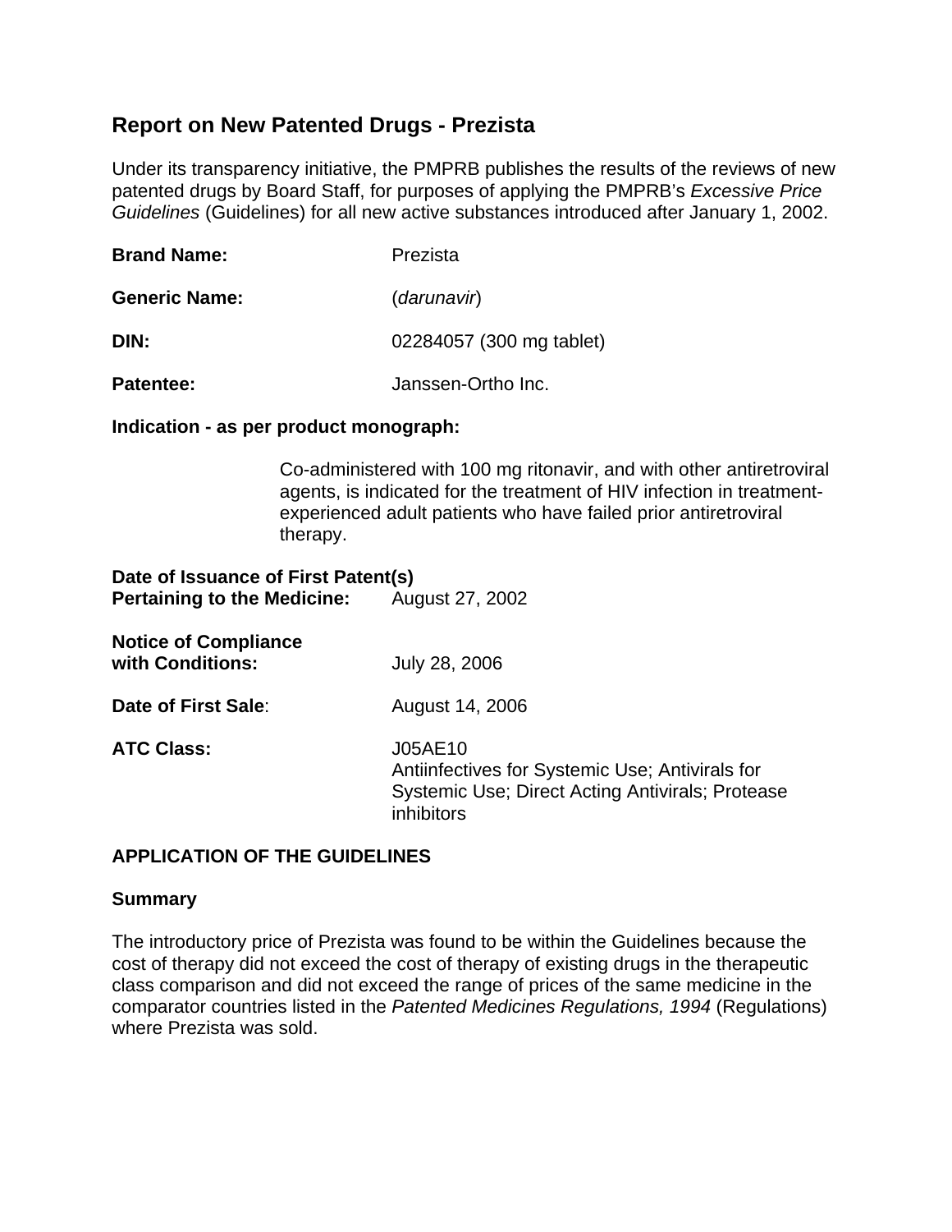# Report on New Patented Drugs - Prezista

Under its transparency initiative, the PMPRB publishes the results of the reviews of new patented drugs by Board Staff, for purposes of applying the PMPRB's *Excessive Price Guidelines* (Guidelines) for all new active substances introduced after January 1, 2002.

**Brand Name:** Prezista

**Generic Name:** (*darunavir*)

**DIN:** 02284057 (300 mg tablet)

**Patentee:** Janssen-Ortho Inc.

**Indication - as per product monograph:**

> Co-administered with 100 mg ritonavir, and with other antiretroviral agents, is indicated for the treatment of HIV infection in treatment-experienced adult patients who have failed prior antiretroviral therapy.

**Date of Issuance of First Patent(s) Pertaining to the Medicine:** August 27, 2002

**Notice of Compliance with Conditions:** July 28, 2006

**Date of First Sale:** August 14, 2006

**ATC Class:** J05AE10
Antiinfectives for Systemic Use; Antivirals for Systemic Use; Direct Acting Antivirals; Protease inhibitors

## APPLICATION OF THE GUIDELINES

### Summary

The introductory price of Prezista was found to be within the Guidelines because the cost of therapy did not exceed the cost of therapy of existing drugs in the therapeutic class comparison and did not exceed the range of prices of the same medicine in the comparator countries listed in the *Patented Medicines Regulations, 1994* (Regulations) where Prezista was sold.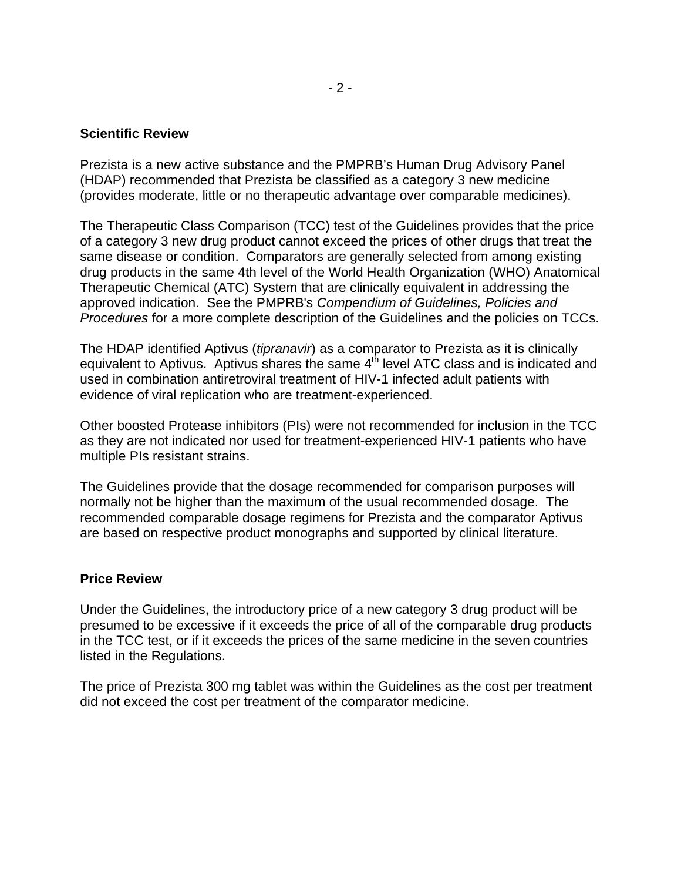### Scientific Review

Prezista is a new active substance and the PMPRB's Human Drug Advisory Panel (HDAP) recommended that Prezista be classified as a category 3 new medicine (provides moderate, little or no therapeutic advantage over comparable medicines).

The Therapeutic Class Comparison (TCC) test of the Guidelines provides that the price of a category 3 new drug product cannot exceed the prices of other drugs that treat the same disease or condition. Comparators are generally selected from among existing drug products in the same 4th level of the World Health Organization (WHO) Anatomical Therapeutic Chemical (ATC) System that are clinically equivalent in addressing the approved indication. See the PMPRB's *Compendium of Guidelines, Policies and Procedures* for a more complete description of the Guidelines and the policies on TCCs.

The HDAP identified Aptivus (*tipranavir*) as a comparator to Prezista as it is clinically equivalent to Aptivus. Aptivus shares the same 4$^{th}$ level ATC class and is indicated and used in combination antiretroviral treatment of HIV-1 infected adult patients with evidence of viral replication who are treatment-experienced.

Other boosted Protease inhibitors (PIs) were not recommended for inclusion in the TCC as they are not indicated nor used for treatment-experienced HIV-1 patients who have multiple PIs resistant strains.

The Guidelines provide that the dosage recommended for comparison purposes will normally not be higher than the maximum of the usual recommended dosage. The recommended comparable dosage regimens for Prezista and the comparator Aptivus are based on respective product monographs and supported by clinical literature.

### Price Review

Under the Guidelines, the introductory price of a new category 3 drug product will be presumed to be excessive if it exceeds the price of all of the comparable drug products in the TCC test, or if it exceeds the prices of the same medicine in the seven countries listed in the Regulations.

The price of Prezista 300 mg tablet was within the Guidelines as the cost per treatment did not exceed the cost per treatment of the comparator medicine.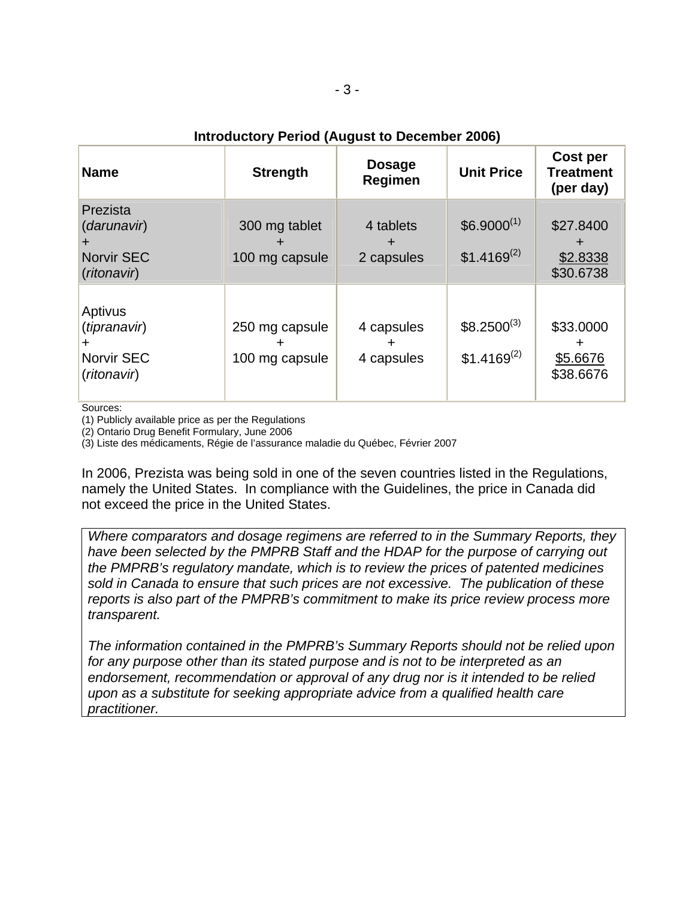**Introductory Period (August to December 2006)**

| Name | Strength | Dosage Regimen | Unit Price | Cost per Treatment (per day) |
|---|---|---|---|---|
| Prezista (*darunavir*) + Norvir SEC (*ritonavir*) | 300 mg tablet + 100 mg capsule | 4 tablets + 2 capsules | \$6.9000[1] \$1.4169[2] | \$27.8400 + \$2.8338 \$30.6738 |
| Aptivus (*tipranavir*) + Norvir SEC (*ritonavir*) | 250 mg capsule + 100 mg capsule | 4 capsules + 4 capsules | \$8.2500[3] \$1.4169[2] | \$33.0000 + \$5.6676 \$38.6676 |

Sources:
(1) Publicly available price as per the Regulations
(2) Ontario Drug Benefit Formulary, June 2006
(3) Liste des médicaments, Régie de l'assurance maladie du Québec, Février 2007

In 2006, Prezista was being sold in one of the seven countries listed in the Regulations, namely the United States. In compliance with the Guidelines, the price in Canada did not exceed the price in the United States.

*Where comparators and dosage regimens are referred to in the Summary Reports, they have been selected by the PMPRB Staff and the HDAP for the purpose of carrying out the PMPRB's regulatory mandate, which is to review the prices of patented medicines sold in Canada to ensure that such prices are not excessive. The publication of these reports is also part of the PMPRB's commitment to make its price review process more transparent.*

*The information contained in the PMPRB's Summary Reports should not be relied upon for any purpose other than its stated purpose and is not to be interpreted as an endorsement, recommendation or approval of any drug nor is it intended to be relied upon as a substitute for seeking appropriate advice from a qualified health care practitioner.*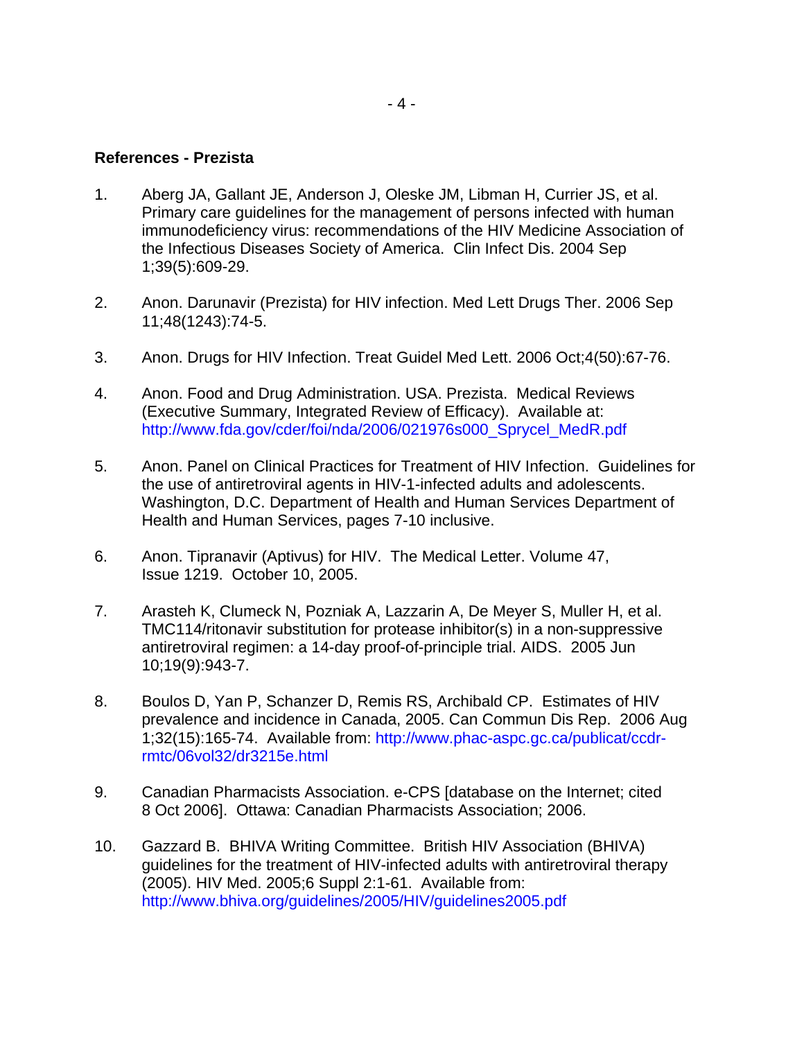**References - Prezista**

1. Aberg JA, Gallant JE, Anderson J, Oleske JM, Libman H, Currier JS, et al. Primary care guidelines for the management of persons infected with human immunodeficiency virus: recommendations of the HIV Medicine Association of the Infectious Diseases Society of America. Clin Infect Dis. 2004 Sep 1;39(5):609-29.

2. Anon. Darunavir (Prezista) for HIV infection. Med Lett Drugs Ther. 2006 Sep 11;48(1243):74-5.

3. Anon. Drugs for HIV Infection. Treat Guidel Med Lett. 2006 Oct;4(50):67-76.

4. Anon. Food and Drug Administration. USA. Prezista. Medical Reviews (Executive Summary, Integrated Review of Efficacy). Available at: http://www.fda.gov/cder/foi/nda/2006/021976s000_Sprycel_MedR.pdf

5. Anon. Panel on Clinical Practices for Treatment of HIV Infection. Guidelines for the use of antiretroviral agents in HIV-1-infected adults and adolescents. Washington, D.C. Department of Health and Human Services Department of Health and Human Services, pages 7-10 inclusive.

6. Anon. Tipranavir (Aptivus) for HIV. The Medical Letter. Volume 47, Issue 1219. October 10, 2005.

7. Arasteh K, Clumeck N, Pozniak A, Lazzarin A, De Meyer S, Muller H, et al. TMC114/ritonavir substitution for protease inhibitor(s) in a non-suppressive antiretroviral regimen: a 14-day proof-of-principle trial. AIDS. 2005 Jun 10;19(9):943-7.

8. Boulos D, Yan P, Schanzer D, Remis RS, Archibald CP. Estimates of HIV prevalence and incidence in Canada, 2005. Can Commun Dis Rep. 2006 Aug 1;32(15):165-74. Available from: http://www.phac-aspc.gc.ca/publicat/ccdr-rmtc/06vol32/dr3215e.html

9. Canadian Pharmacists Association. e-CPS [database on the Internet; cited 8 Oct 2006]. Ottawa: Canadian Pharmacists Association; 2006.

10. Gazzard B. BHIVA Writing Committee. British HIV Association (BHIVA) guidelines for the treatment of HIV-infected adults with antiretroviral therapy (2005). HIV Med. 2005;6 Suppl 2:1-61. Available from: http://www.bhiva.org/guidelines/2005/HIV/guidelines2005.pdf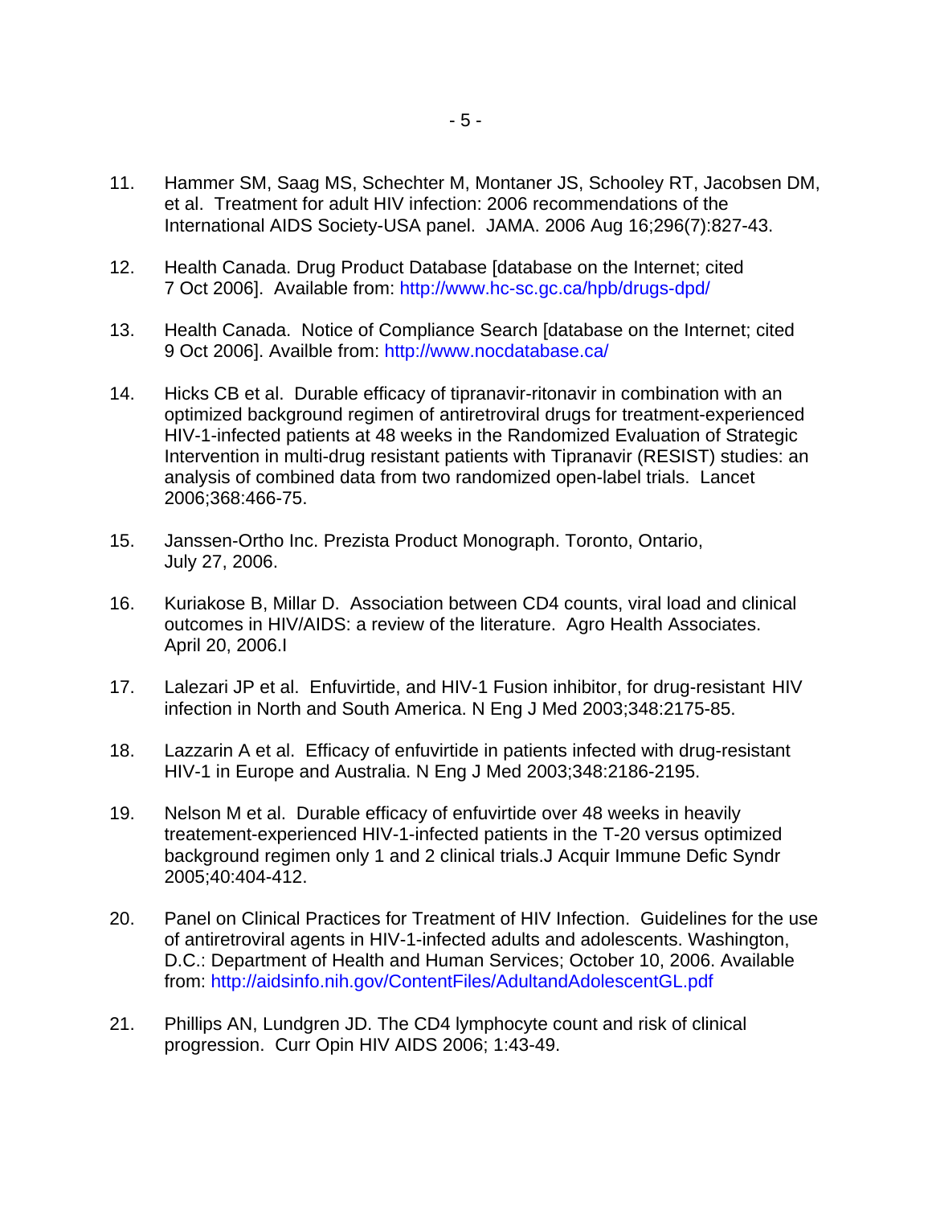11. Hammer SM, Saag MS, Schechter M, Montaner JS, Schooley RT, Jacobsen DM, et al. Treatment for adult HIV infection: 2006 recommendations of the International AIDS Society-USA panel. JAMA. 2006 Aug 16;296(7):827-43.

12. Health Canada. Drug Product Database [database on the Internet; cited 7 Oct 2006]. Available from: http://www.hc-sc.gc.ca/hpb/drugs-dpd/

13. Health Canada. Notice of Compliance Search [database on the Internet; cited 9 Oct 2006]. Availble from: http://www.nocdatabase.ca/

14. Hicks CB et al. Durable efficacy of tipranavir-ritonavir in combination with an optimized background regimen of antiretroviral drugs for treatment-experienced HIV-1-infected patients at 48 weeks in the Randomized Evaluation of Strategic Intervention in multi-drug resistant patients with Tipranavir (RESIST) studies: an analysis of combined data from two randomized open-label trials. Lancet 2006;368:466-75.

15. Janssen-Ortho Inc. Prezista Product Monograph. Toronto, Ontario, July 27, 2006.

16. Kuriakose B, Millar D. Association between CD4 counts, viral load and clinical outcomes in HIV/AIDS: a review of the literature. Agro Health Associates. April 20, 2006.I

17. Lalezari JP et al. Enfuvirtide, and HIV-1 Fusion inhibitor, for drug-resistant HIV infection in North and South America. N Eng J Med 2003;348:2175-85.

18. Lazzarin A et al. Efficacy of enfuvirtide in patients infected with drug-resistant HIV-1 in Europe and Australia. N Eng J Med 2003;348:2186-2195.

19. Nelson M et al. Durable efficacy of enfuvirtide over 48 weeks in heavily treatement-experienced HIV-1-infected patients in the T-20 versus optimized background regimen only 1 and 2 clinical trials.J Acquir Immune Defic Syndr 2005;40:404-412.

20. Panel on Clinical Practices for Treatment of HIV Infection. Guidelines for the use of antiretroviral agents in HIV-1-infected adults and adolescents. Washington, D.C.: Department of Health and Human Services; October 10, 2006. Available from: http://aidsinfo.nih.gov/ContentFiles/AdultandAdolescentGL.pdf

21. Phillips AN, Lundgren JD. The CD4 lymphocyte count and risk of clinical progression. Curr Opin HIV AIDS 2006; 1:43-49.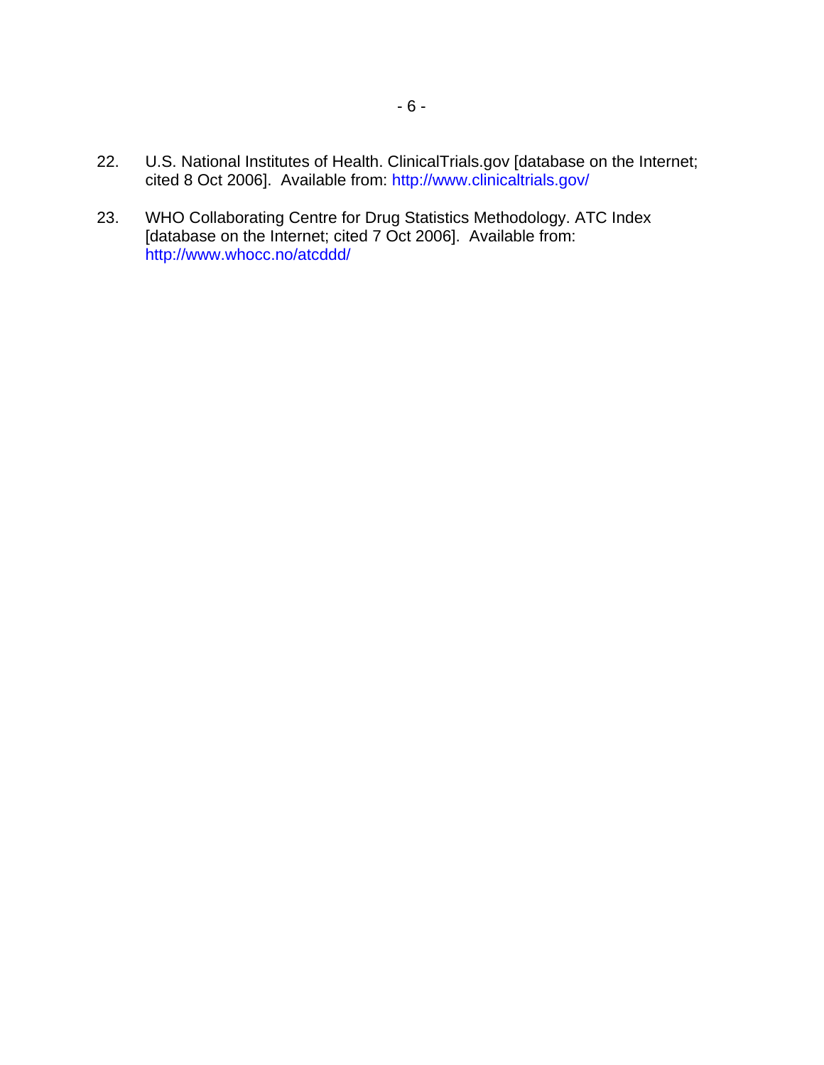22. U.S. National Institutes of Health. ClinicalTrials.gov [database on the Internet; cited 8 Oct 2006]. Available from: http://www.clinicaltrials.gov/

23. WHO Collaborating Centre for Drug Statistics Methodology. ATC Index [database on the Internet; cited 7 Oct 2006]. Available from: http://www.whocc.no/atcddd/